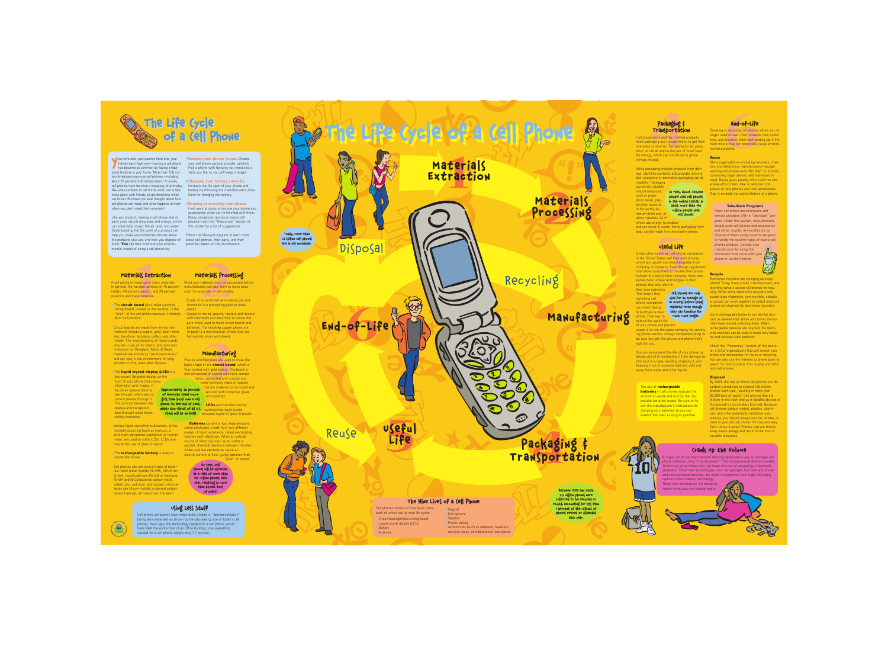# The Life Cycle of a Cell Phone

You have one, your parents have one, your friends each have one—owning a cell phone has become as common as having a traditional landline in your home. More than 156 million Americans now use cell phones—including about 20 percent of American teens! In a way, cell phones have become a necessity of everyday life—we use them to call home when we're late, make plans with friends, or get directions when we're lost. But have you ever thought about how cell phones are made and what happens to them when you don't need them anymore?

Like any product, making a cell phone and its parts uses natural resources and energy, which can potentially impact the air, land, and water. Understanding the life cycle of a product can help you make environmental choices about the products you use, and how you dispose of them. **You** can help minimize your environmental impact of using a cell phone by:

- **Keeping your phone longer.** Choose your cell phone service provider carefully. Pick a phone with features you need and a style you like so you will keep it longer.
- **Charging your battery correctly.** Increase the life span of your phone and battery by following the manufacturer's directions for charging the battery.
- **Reusing or recycling your phone.** Find ways to reuse or recycle your phone and accessories when you're finished with them. Many companies recycle or reuse cell phones—visit the "Resources" section of this poster for a list of suggestions.

Follow the life-cycle diagram to learn more about cell phones, their parts, and their potential impact on the environment...

## 1 Materials Extraction

A cell phone is made up of many materials. In general, the handset consists of 40 percent metals, 40 percent plastics, and 20 percent ceramics and trace materials.

- The **circuit board** (also called a printed wiring board), located in the handset, is the "brain" of the cell phone because it controls all of its functions.

Circuit boards are made from mined, raw materials including copper, gold, lead, nickel, zinc, beryllium, tantalum, coltan, and other metals. The manufacturing of these boards requires crude oil for plastic, and sand and limestone for fiberglass. Many of these materials are known as "persistent toxins" and can stay in the environment for long periods of time, even after disposal.

- The **liquid crystal display (LCD)** is a low-power, flat-panel display on the front of your phone that shows information and images. It becomes opaque (hard to see through) when electric current passes through it. The contrast between the opaque and transparent (see-through) areas forms visible characters.

Various liquid crystalline substances, either naturally occurring (such as mercury, a potentially dangerous substance) or human-made, are used to make LCDs. LCDs also require the use of glass or plastic.

- The **rechargeable battery** is used to power the phone.

Cell phones can use several types of batteries: nickel-metal hydride (Ni-MH), lithium-ion (Li-Ion), nickel-cadmium (Ni-Cd), or lead acid. Ni-MH and Ni-Cd batteries contain nickel, cobalt, zinc, cadmium, and copper. Li-Ion batteries use lithium metallic oxide and carbon-based materials, all mined from the earth.

## 2 Materials Processing

Most raw materials must be processed before manufacturers can use them to make products. For example, in cell phones:

- Crude oil is combined with natural gas and chemicals in a processing plant to make plastic;
- Copper is mined, ground, heated, and treated with chemicals and electricity to isolate the pure metal used to make circuit boards and batteries. The resulting copper pieces are shipped to a manufacturer where they are formed into wires and sheets.

## 3 Manufacturing

Plastics and fiberglass are used to make the basic shape of the **circuit board**, which is then coated with gold plating. The board is also composed of several electronic components, connected with circuits and wires (primarily made of copper) that are soldered to the board and secured with protective glues and coatings.

**LCDs** are manufactured by sandwiching liquid crystal between layers of glass or plastic.

**Batteries** consist of two separate parts, called electrodes, made from two different metals. A liquid substance, called electrolytes, touches each electrode. When an outside source of electricity such as an outlet is applied, chemical reactions between the electrodes and the electrolytes cause an electric current to flow, giving batteries their "juice" or power.

Approximately 30 percent of American teens (more girls than boys) own a cell phone. By the end of 2005, nearly two-thirds of all U.S. teens will be wireless!

By 2005, cell phones will be discarded at a rate of more than 125 million phones each year, resulting in more than 65,000 tons of waste!

## Using Less Stuff

Cell phone companies have made great strides in "dematerialization" (using less materials) as shown by the decreasing size of today's cell phones. Years ago, the technology needed for a cell phone would have filled the entire floor of an office building; now everything needed for a cell phone weighs only 3–7 ounces!

# The Life Cycle of a Cell Phone

Materials Extraction 1 · Materials Processing 2 · Manufacturing 3 · Packaging & Transportation 4 · Useful Life 5 · End-of-Life 6 · Recycling · Reuse · Disposal

Today, more than 1.2 billion cell phones are in use worldwide.

Between 1999 and 2003, 2.5 million phones were collected to be recycled or reused, accounting for less than 1 percent of the millions of phones retired or discarded each year.

## The Nine Lives of a Cell Phone

Cell phones consist of nine basic parts, each of which has its own life cycle:

- Circuit board/printed wiring board
- Liquid crystal display (LCD)
- Battery
- Antenna
- Keypad
- Microphone
- Speaker
- Plastic casing
- Accessories (such as adapters, headsets, carrying cases, and decorative face plates)

## 4 Packaging & Transportation

Cell phone parts and the finished products need packaging and transportation to get from one place to another. Transportation by plane, truck, or rail all require the use of fossil fuels for energy, which can contribute to global climate change.

While packaging protects products from damage, identifies contents, and provides information, excessive or decorative packaging can be wasteful. Packaging consumes valuable natural resources, such as paper (from trees), plastic (from crude oil in the earth), aluminum (from ore), or other materials, all of which use energy to produce and can result in waste. Some packaging, however, can be made from recycled materials.

In 1985, about 340,000 people used cell phones in the United States. In 2003, more than 158 million people used cell phones.

## 5 Useful Life

Unlike other countries, cell phone companies in the United States sell their own phones, which are usually not interchangeable from company to company. Even though regulations now allow consumers to transfer their phone number to a new phone company, most companies have unique technologies in their phones that only work in their own networks. This means that switching cell phone companies can mean having to purchase a new phone. One way to extend the useful life of your phone and prevent waste is to use the same company for continuing phone service. Always comparison-shop to be sure you get the service and phone that's right for you.

Cell phones are only used for an average of 18 months before being replaced—even though they can function for much, much longer.

You can also extend the life of your phone by taking care of it—protecting it from damage by storing it in a case, avoiding dropping it, and keeping it out of extreme heat and cold and away from water and other liquids.

The use of **rechargeable batteries** in cell phones reduces the amount of waste and toxicity that disposable batteries create. Be sure to follow the manufacturer's instructions for charging your batteries so you can extend their lives as long as possible.

## 6 End-of-Life

Donating or recycling cell phones when you no longer need or want them extends their useful lives, and prevents them from ending up in the trash where they can potentially cause environmental problems.

### Reuse

Many organizations—including recyclers, charities, and electronics manufacturers—accept working cell phones and offer them to schools, community organizations, and individuals in need. Reuse gives people, who could not otherwise afford them, free or reduced cost access to new phones and their accessories. Plus, it extends the useful lifetime of a phone.

#### Take-Back Programs

Many cell phone manufacturers and service providers offer a "take-back" program. Under this system, manufacturers accept used cell phones and accessories and either recycle, re-manufacture, or dispose of them using systems designed to handle the specific types of waste cell phones produce. Contact your manufacturer by using the information that came with your phone or via the Internet.

### Recycle

Electronics recyclers are springing up everywhere! Today, many stores, manufacturers, and recycling centers accept cell phones for recycling. While some electronics recyclers only accept large shipments, communities, schools, or groups can work together to collect used cell phones for shipment to electronics recyclers.

Some rechargeable batteries can also be recycled, as several retail stores and some communities have started collecting them. When rechargeable batteries are recycled, the recovered materials can be used to make new batteries and stainless steel products.

Check the "Resources" section of this poster for a list of organizations that will accept your phone and accessories for reuse or recycling. You can also use the Internet or phone book to search for local contacts that recycle and refurbish cell phones.

### Disposal

By 2005, the rate at which cell phones are discarded is predicted to exceed 125 million phones each year, resulting in more than 65,000 tons of waste! Cell phones that are thrown in the trash end up in landfills (buried in the ground) or incinerators (burned). Because cell phones contain metals, plastics, chemicals, and other potentially hazardous substances, you should always recycle, donate, or trade in your old cell phone. It's free and easy. Don't throw it away! Phones that are thrown away waste energy and result in the loss of valuable resources.

## Crank Up the Volume

A major cell phone manufacturer recently developed a way to recharge cell phone batteries using "muscle power." This hand-powered device provides 20 minutes of talk time after just three minutes of squeezing a hand-held generator! Other new technologies, such as hydrogen fuel cells and zinc-air and solar-powered batteries, are under development and might ultimately replace current battery technology. These new alternatives will conserve natural resources and reduce waste.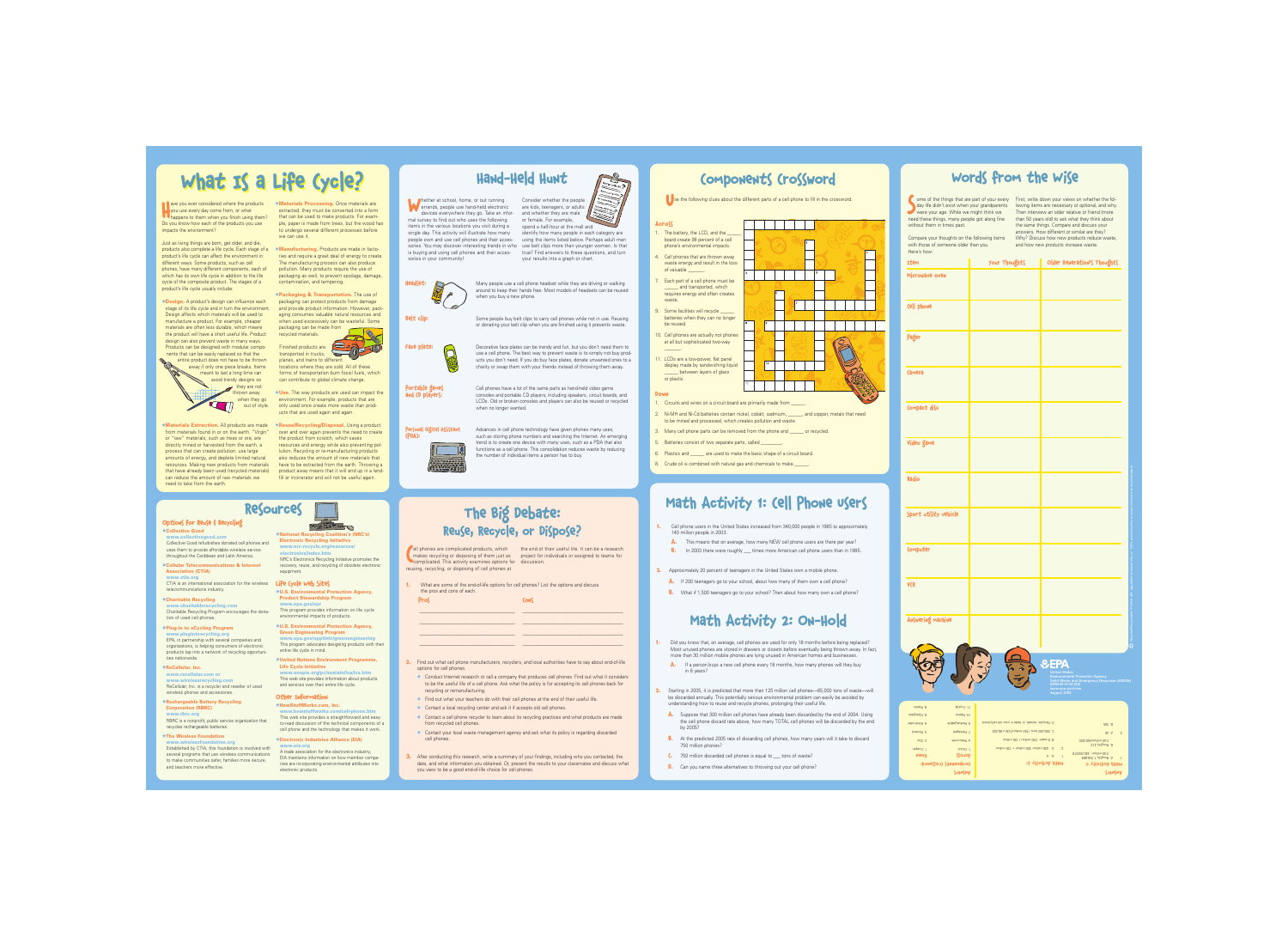# What Is a Life Cycle?

Have you ever considered where the products you use every day come from, or what happens to them when you finish using them? Do you know how each of the products you use impacts the environment?

Just as living things are born, get older, and die, products also complete a life cycle. Each stage of a product's life cycle can affect the environment in different ways. Some products, such as cell phones, have many different components, each of which has its own life cycle in addition to the life cycle of the composite product. The stages of a product's life cycle usually include:

- **Design.** A product's design can influence each stage of its life cycle and in turn the environment. Design affects which materials will be used to manufacture a product. For example, cheaper materials are often less durable, which means the product will have a short useful life. Product design can also prevent waste in many ways. Products can be designed with modular components that can be easily replaced so that the entire product does not have to be thrown away if only one piece breaks. Items meant to last a long time can avoid trendy designs so they are not thrown away when they go out of style.
- **Materials Extraction.** All products are made from materials found in or on the earth. "Virgin" or "raw" materials, such as trees or ore, are directly mined or harvested from the earth, a process that can cause pollution, use large amounts of energy, and deplete limited natural resources. Making new products from materials that have already been used (recycled materials) can reduce the amount of raw materials we need to take from the earth.
- **Materials Processing.** Once materials are extracted, they must be converted into a form that can be used to make products. For example, paper is made from trees, but the wood has to undergo several different processes before we can use it.
- **Manufacturing.** Products are made in factories and require a great deal of energy to create. The manufacturing process can also produce pollution. Many products require the use of packaging as well, to prevent spoilage, damage, contamination, and tampering.
- **Packaging & Transportation.** The use of packaging can protect products from damage and provide product information. However, packaging consumes valuable natural resources and when used excessively can be wasteful. Some packaging can be made from recycled materials.

  Finished products are transported in trucks, planes, and trains to different locations where they are sold. All of these forms of transportation burn fossil fuels, which can contribute to global climate change.
- **Use.** The way products are used can impact the environment. For example, products that are only used once create more waste than products that are used again and again.
- **Reuse/Recycling/Disposal.** Using a product over and over again prevents the need to create the product from scratch, which saves resources and energy while also preventing pollution. Recycling or re-manufacturing products also reduces the amount of new materials that have to be extracted from the earth. Throwing a product away means that it will end up in a landfill or incinerator and will not be useful again.

# Hand-Held Hunt

Whether at school, home, or out running errands, people use hand-held electronic devices everywhere they go. Take an informal survey to find out who uses the following items in the various locations you visit during a single day. This activity will illustrate how many people own and use cell phones and their accessories. You may discover interesting trends in who is buying and using cell phones and their accessories in your community!

Consider whether the people are kids, teenagers, or adults and whether they are male or female. For example, spend a half-hour at the mall and identify how many people in each category are using the items listed below. Perhaps adult men use belt clips more than younger women. Is that true? Find answers to these questions, and turn your results into a graph or chart.

**Headset:** Many people use a cell phone headset while they are driving or walking around to keep their hands free. Most models of headsets can be reused when you buy a new phone.

**Belt clip:** Some people buy belt clips to carry cell phones while not in use. Reusing or donating your belt clip when you are finished using it prevents waste.

**Face plate:** Decorative face plates can be trendy and fun, but you don't need them to use a cell phone. The best way to prevent waste is to simply not buy products you don't need. If you do buy face plates, donate unwanted ones to a charity or swap them with your friends instead of throwing them away.

**Portable games and CD players:** Cell phones have a lot of the same parts as hand-held video game consoles and portable CD players, including speakers, circuit boards, and LCDs. Old or broken consoles and players can also be reused or recycled when no longer wanted.

**Personal Digital Assistant (PDA):** Advances in cell phone technology have given phones many uses, such as storing phone numbers and searching the Internet. An emerging trend is to create one device with many uses, such as a PDA that also functions as a cell phone. This consolidation reduces waste by reducing the number of individual items a person has to buy.

# Components Crossword

Use the following clues about the different parts of a cell phone to fill in the crossword.

**Across**

1. The battery, the LCD, and the ______ board create 98 percent of a cell phone's environmental impacts.
4. Cell phones that are thrown away waste energy and result in the loss of valuable ______.
7. Each part of a cell phone must be ______ and transported, which requires energy and often creates waste.
9. Some facilities will recycle ______ batteries when they can no longer be reused.
10. Cell phones are actually not phones at all but sophisticated two-way ______.
11. LCDs are a low-power, flat panel display made by sandwiching liquid ______ between layers of glass or plastic.

**Down**

1. Circuits and wires on a circuit board are primarily made from ______.
2. NiMH and Ni-Cd batteries contain nickel, cobalt, cadmium, ______, and copper, metals that need to be mined and processed, which creates pollution and waste.
3. Many cell phone parts can be removed from the phone and ______ or recycled.
5. Batteries consist of two separate parts, called ______.
6. Plastics and ______ are used to make the basic shape of a circuit board.
8. Crude oil is combined with natural gas and chemicals to make ______.

# Math Activity 1: Cell Phone Users

1. Cell phone users in the United States increased from 340,000 people in 1985 to approximately 140 million people in 2003.
   - **A.** This means that on average, how many NEW cell phone users are there per year?
   - **B.** In 2003 there were roughly ___ times more American cell phone users than in 1985.
2. Approximately 20 percent of teenagers in the United States own a mobile phone.
   - **A.** If 200 teenagers go to your school, about how many of them own a cell phone?
   - **B.** What if 1,500 teenagers go to your school? Then about how many own a cell phone?

# Math Activity 2: On-Hold

1. Did you know that, on average, cell phones are used for only 18 months before being replaced? Most unused phones are stored in drawers or closets before eventually being thrown away. In fact, more than 30 million mobile phones are lying unused in American homes and businesses.
   - **A.** If a person buys a new cell phone every 18 months, how many phones will they buy in 6 years?
2. Starting in 2005, it is predicted that more than 125 million cell phones—65,000 tons of waste—will be discarded annually. This potentially serious environmental problem can easily be avoided by understanding how to reuse and recycle phones, prolonging their useful life.
   - **A.** Suppose that 300 million cell phones have already been discarded by the end of 2004. Using the cell phone discard rate above, how many TOTAL cell phones will be discarded by the end by 2005?
   - **B.** At the predicted 2005 rate of discarding cell phones, how many years will it take to discard 750 million phones?
   - **C.** 750 million discarded cell phones is equal to ___ tons of waste?
   - **D.** Can you name three alternatives to throwing out your cell phone?

# Words from the Wise

Some of the things that are part of your every day life didn't exist when your grandparents were your age. While we might think we need these things, many people got along fine without them in times past.

Compare your thoughts on the following items with those of someone older than you. Here's how:

First, write down your views on whether the following items are necessary or optional, and why. Then interview an older relative or friend (more than 50 years old) to ask what they think about the same things. Compare and discuss your answers. How different or similar are they? Why? Discuss how new products reduce waste, and how new products increase waste.

| Item | Your Thoughts | Older Generations' Thoughts |
| --- | --- | --- |
| Microwave oven | | |
| Cell phone | | |
| Pager | | |
| Camera | | |
| Compact disc | | |
| Video game | | |
| Radio | | |
| Sport utility vehicle | | |
| Computer | | |
| VCR | | |
| Answering machine | | |

# Resources

## Options for Reuse & Recycling

**Collective Good**
www.collectivegood.com
Collective Good refurbishes donated cell phones and uses them to provide affordable wireless service throughout the Caribbean and Latin America.

**Cellular Telecommunications & Internet Association (CTIA)**
www.ctia.org
CTIA is an international association for the wireless telecommunications industry.

**Charitable Recycling**
www.charitablerecycling.com
Charitable Recycling Program encourages the donation of used cell phones.

**Plug-In to eCycling Program**
www.plugintoecycling.org
EPA, in partnership with several companies and organizations, is helping consumers of electronic products tap into a network of recycling opportunities nationwide.

**ReCellular, Inc.**
www.recellular.com or www.wirelessrecycling.com
ReCellular, Inc. is a recycler and reseller of used wireless phones and accessories.

**Rechargeable Battery Recycling Corporation (RBRC)**
www.rbrc.org
RBRC is a nonprofit, public service organization that recycles rechargeable batteries.

**The Wireless Foundation**
www.wirelessfoundation.org
Established by CTIA, this foundation is involved with several programs that use wireless communications to make communities safer, families more secure, and teachers more effective.

**National Recycling Coalition's (NRC's) Electronic Recycling Initiative**
www.nrc-recycle.org/resources/electronics/index.htm
NRC's Electronics Recycling Initiative promotes the recovery, reuse, and recycling of obsolete electronic equipment.

## Life Cycle Web Sites

**U.S. Environmental Protection Agency, Product Stewardship Program**
www.epa.gov/epr
This program provides information on life cycle environmental impacts of products.

**U.S. Environmental Protection Agency, Green Engineering Program**
www.epa.gov/opptintr/greenengineering
This program advocates designing products with their entire life cycle in mind.

**United Nations Environment Programme, Life Cycle Initiative**
www.uneptie.org/pc/sustain/lca/lca.htm
This web site provides information about products and services over their entire life cycle.

## Other Information

**HowStuffWorks.com, Inc.**
www.howstuffworks.com/cell-phone.htm
This web site provides a straightforward and easy-to-read discussion of the technical components of a cell phone and the technology that makes it work.

**Electronic Industries Alliance (EIA)**
www.eia.org
A trade association for the electronics industry, EIA maintains information on how member companies are incorporating environmental attributes into electronic products.

# The Big Debate: Reuse, Recycle, or Dispose?

Cell phones are complicated products, which makes recycling or disposing of them just as complicated. This activity examines options for reusing, recycling, or disposing of cell phones at the end of their useful life. It can be a research project for individuals or assigned to teams for discussion.

1. What are some of the end-of-life options for cell phones? List the options and discuss the pros and cons of each.

| Pros | Cons |
| --- | --- |
| | |
| | |
| | |
| | |

2. Find out what cell phone manufacturers, recyclers, and local authorities have to say about end-of-life options for cell phones.
   - Conduct Internet research or call a company that produces cell phones. Find out what it considers to be the useful life of a cell phone. Ask what the policy is for accepting its cell phones back for recycling or remanufacturing.
   - Find out what your teachers do with their cell phones at the end of their useful life.
   - Contact a local recycling center and ask it if accepts old cell phones.
   - Contact a cell phone recycler to learn about its recycling practices and what products are made from recycled cell phones.
   - Contact your local waste management agency and ask what its policy is regarding discarded cell phones.
3. After conducting this research, write a summary of your findings, including who you contacted, the date, and what information you obtained. Or, present the results to your classmates and discuss what you view to be a good end-of-life choice for cell phones.

EPA
United States Environmental Protection Agency
Solid Waste and Emergency Response (5305W)
EPA530-K-04-002
www.epa.gov/osw
August 2004

## Answers

**Math Activity 1:**
1. A. Roughly 7.8 million
   B. Roughly 412
2. A. 40
   B. 300

**Math Activity 2:**
1. 4
2. A. 425 million = 300 million + 125 million
   B. 6 years = 750 million / 125 million
   C. 390,000 tons = 750 million x 65,000 / 125 million
   D. Recycle, donate, or trade in your old cell phone

**Components Crossword:**

**Across**
1. Circuit
4. Resources
7. Manufactured
9. Rechargeable
10. Radios
11. Crystal

**Down**
1. Copper
2. Zinc
3. Reused
5. Cells
6. Fiberglass
8. Plastic